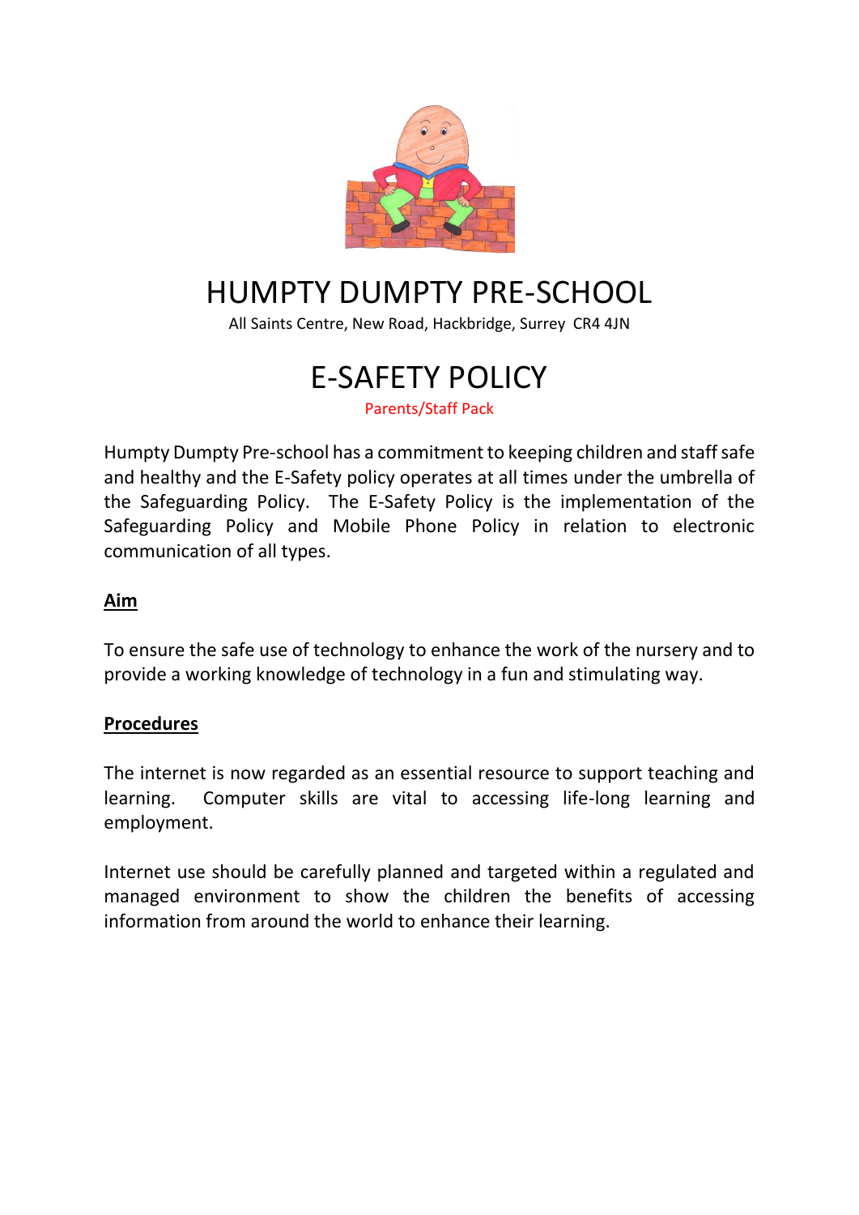# HUMPTY DUMPTY PRE-SCHOOL

All Saints Centre, New Road, Hackbridge, Surrey CR4 4JN

# E-SAFETY POLICY

Parents/Staff Pack

Humpty Dumpty Pre-school has a commitment to keeping children and staff safe and healthy and the E-Safety policy operates at all times under the umbrella of the Safeguarding Policy. The E-Safety Policy is the implementation of the Safeguarding Policy and Mobile Phone Policy in relation to electronic communication of all types.

**Aim**

To ensure the safe use of technology to enhance the work of the nursery and to provide a working knowledge of technology in a fun and stimulating way.

**Procedures**

The internet is now regarded as an essential resource to support teaching and learning. Computer skills are vital to accessing life-long learning and employment.

Internet use should be carefully planned and targeted within a regulated and managed environment to show the children the benefits of accessing information from around the world to enhance their learning.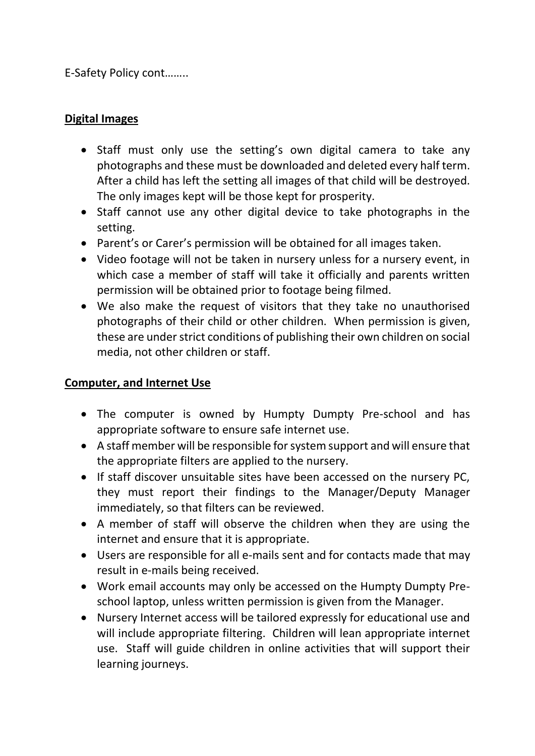E-Safety Policy cont……..

**Digital Images**

- Staff must only use the setting's own digital camera to take any photographs and these must be downloaded and deleted every half term. After a child has left the setting all images of that child will be destroyed. The only images kept will be those kept for prosperity.
- Staff cannot use any other digital device to take photographs in the setting.
- Parent's or Carer's permission will be obtained for all images taken.
- Video footage will not be taken in nursery unless for a nursery event, in which case a member of staff will take it officially and parents written permission will be obtained prior to footage being filmed.
- We also make the request of visitors that they take no unauthorised photographs of their child or other children. When permission is given, these are under strict conditions of publishing their own children on social media, not other children or staff.

**Computer, and Internet Use**

- The computer is owned by Humpty Dumpty Pre-school and has appropriate software to ensure safe internet use.
- A staff member will be responsible for system support and will ensure that the appropriate filters are applied to the nursery.
- If staff discover unsuitable sites have been accessed on the nursery PC, they must report their findings to the Manager/Deputy Manager immediately, so that filters can be reviewed.
- A member of staff will observe the children when they are using the internet and ensure that it is appropriate.
- Users are responsible for all e-mails sent and for contacts made that may result in e-mails being received.
- Work email accounts may only be accessed on the Humpty Dumpty Pre-school laptop, unless written permission is given from the Manager.
- Nursery Internet access will be tailored expressly for educational use and will include appropriate filtering. Children will lean appropriate internet use. Staff will guide children in online activities that will support their learning journeys.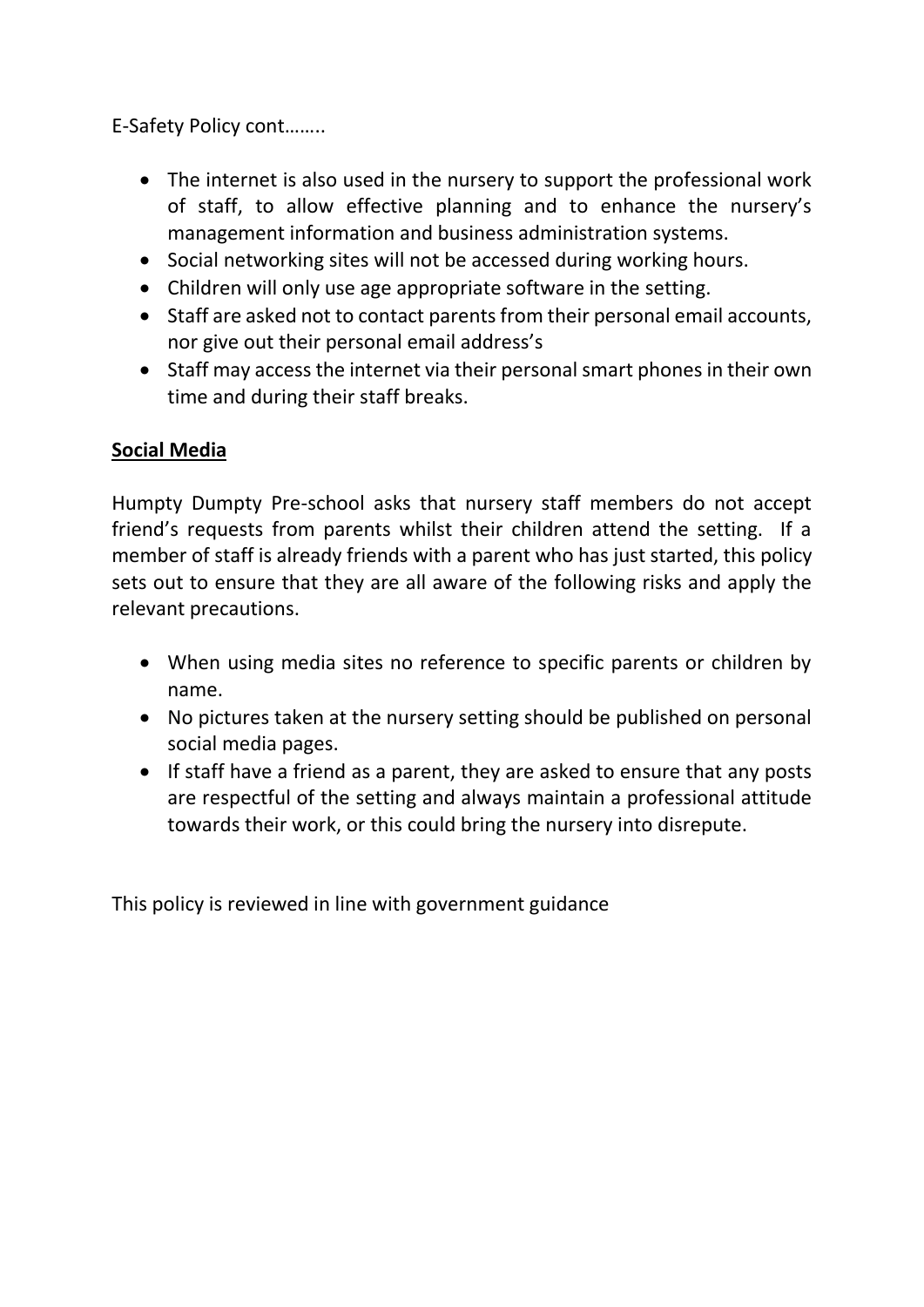E-Safety Policy cont……..

- The internet is also used in the nursery to support the professional work of staff, to allow effective planning and to enhance the nursery's management information and business administration systems.
- Social networking sites will not be accessed during working hours.
- Children will only use age appropriate software in the setting.
- Staff are asked not to contact parents from their personal email accounts, nor give out their personal email address's
- Staff may access the internet via their personal smart phones in their own time and during their staff breaks.

**Social Media**

Humpty Dumpty Pre-school asks that nursery staff members do not accept friend's requests from parents whilst their children attend the setting. If a member of staff is already friends with a parent who has just started, this policy sets out to ensure that they are all aware of the following risks and apply the relevant precautions.

- When using media sites no reference to specific parents or children by name.
- No pictures taken at the nursery setting should be published on personal social media pages.
- If staff have a friend as a parent, they are asked to ensure that any posts are respectful of the setting and always maintain a professional attitude towards their work, or this could bring the nursery into disrepute.

This policy is reviewed in line with government guidance